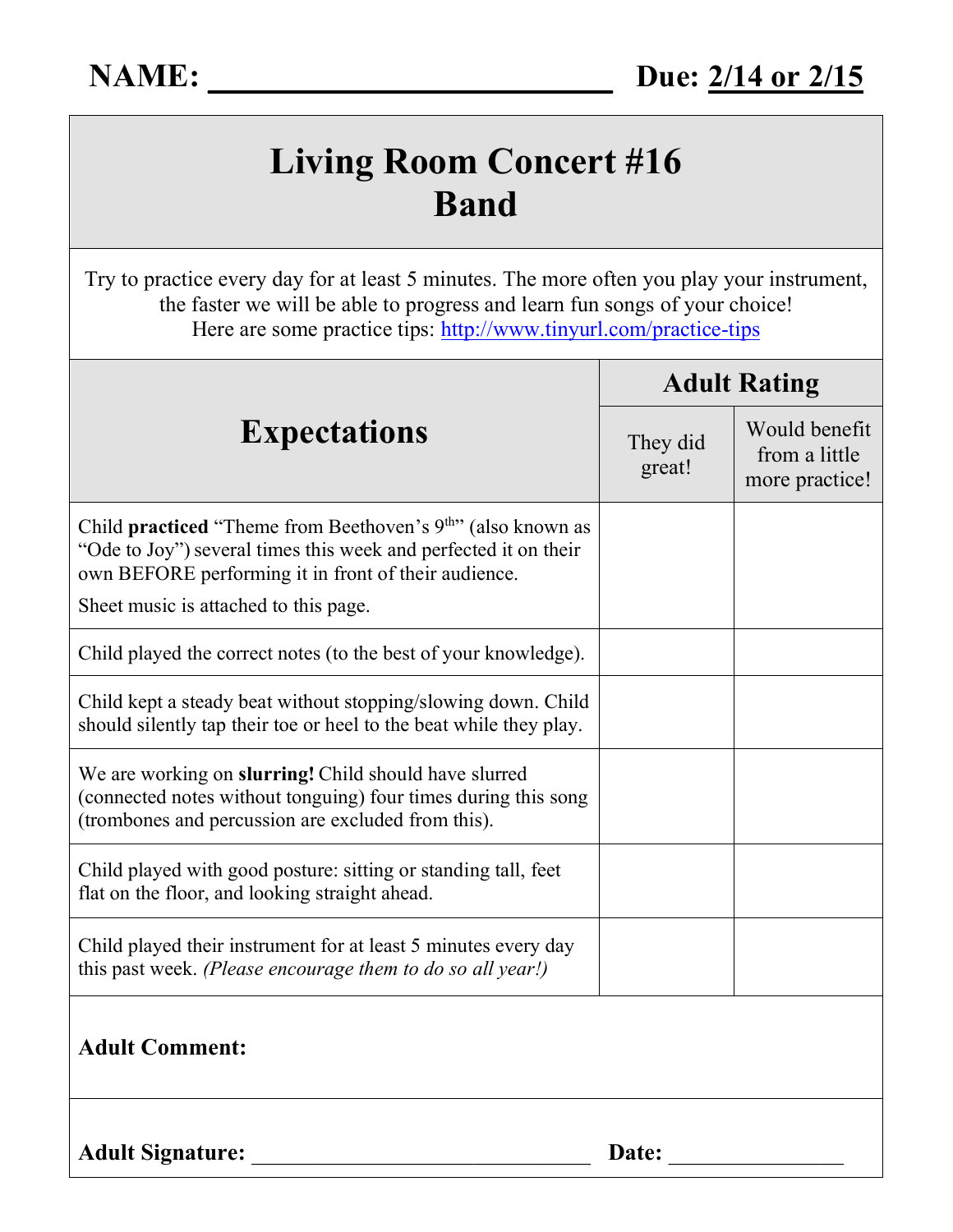**NAME: \_\_\_\_\_\_\_\_\_\_\_\_\_\_\_\_\_\_\_\_\_\_\_\_\_\_** **Due: 2/14 or 2/15**

# Living Room Concert #16
# Band

Try to practice every day for at least 5 minutes. The more often you play your instrument, the faster we will be able to progress and learn fun songs of your choice!
Here are some practice tips: http://www.tinyurl.com/practice-tips

| Expectations | Adult Rating | |
|---|---|---|
| | They did great! | Would benefit from a little more practice! |
| Child **practiced** "Theme from Beethoven's 9th" (also known as "Ode to Joy") several times this week and perfected it on their own BEFORE performing it in front of their audience. Sheet music is attached to this page. | | |
| Child played the correct notes (to the best of your knowledge). | | |
| Child kept a steady beat without stopping/slowing down. Child should silently tap their toe or heel to the beat while they play. | | |
| We are working on **slurring!** Child should have slurred (connected notes without tonguing) four times during this song (trombones and percussion are excluded from this). | | |
| Child played with good posture: sitting or standing tall, feet flat on the floor, and looking straight ahead. | | |
| Child played their instrument for at least 5 minutes every day this past week. *(Please encourage them to do so all year!)* | | |

**Adult Comment:**

**Adult Signature:** \_\_\_\_\_\_\_\_\_\_\_\_\_\_\_\_\_\_\_\_\_\_\_\_\_\_\_\_\_\_ **Date:** \_\_\_\_\_\_\_\_\_\_\_\_\_\_\_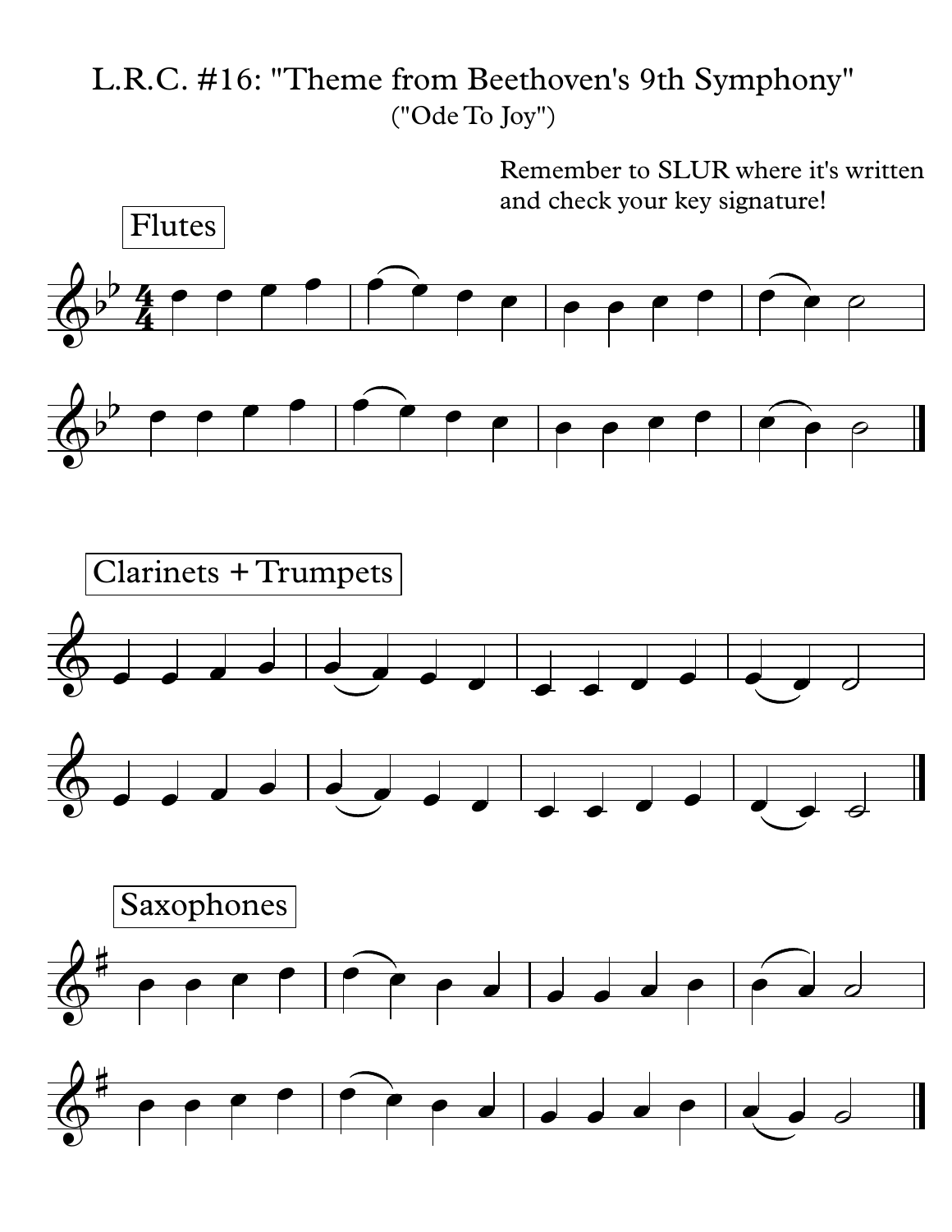# L.R.C. #16: "Theme from Beethoven's 9th Symphony"

("Ode To Joy")

Remember to SLUR where it's written and check your key signature!

Flutes

Clarinets + Trumpets

Saxophones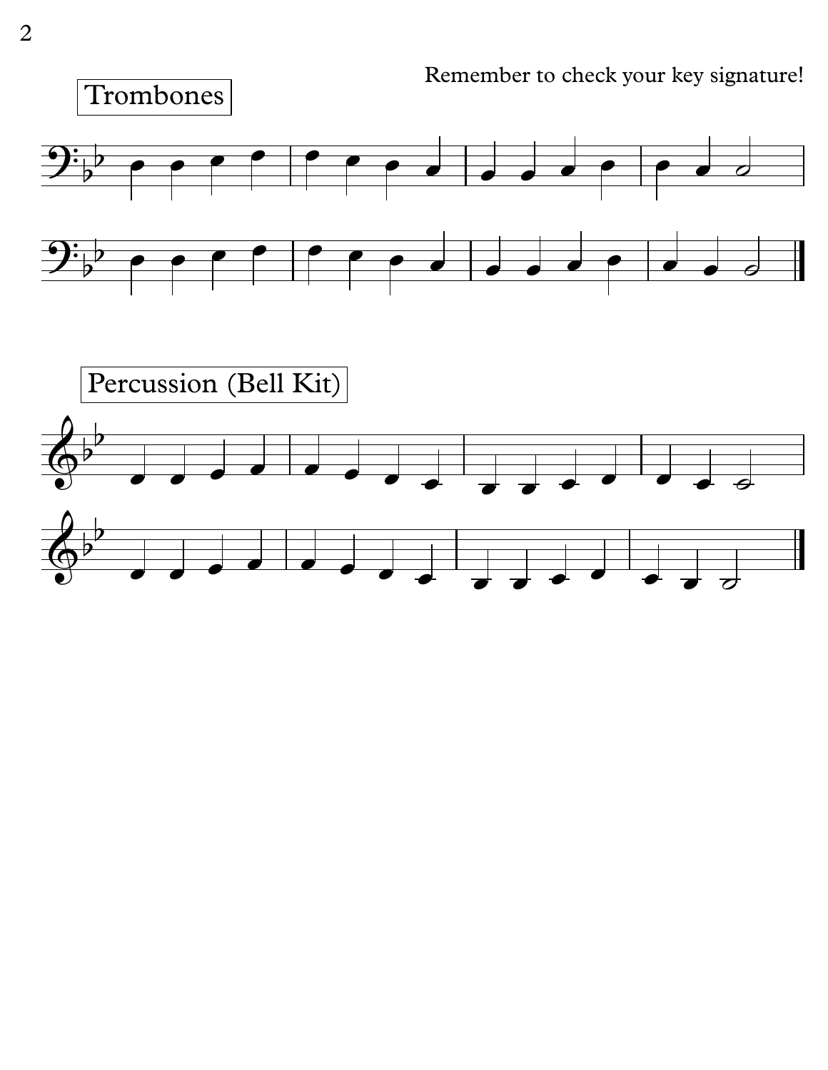Remember to check your key signature!

Trombones

Percussion (Bell Kit)